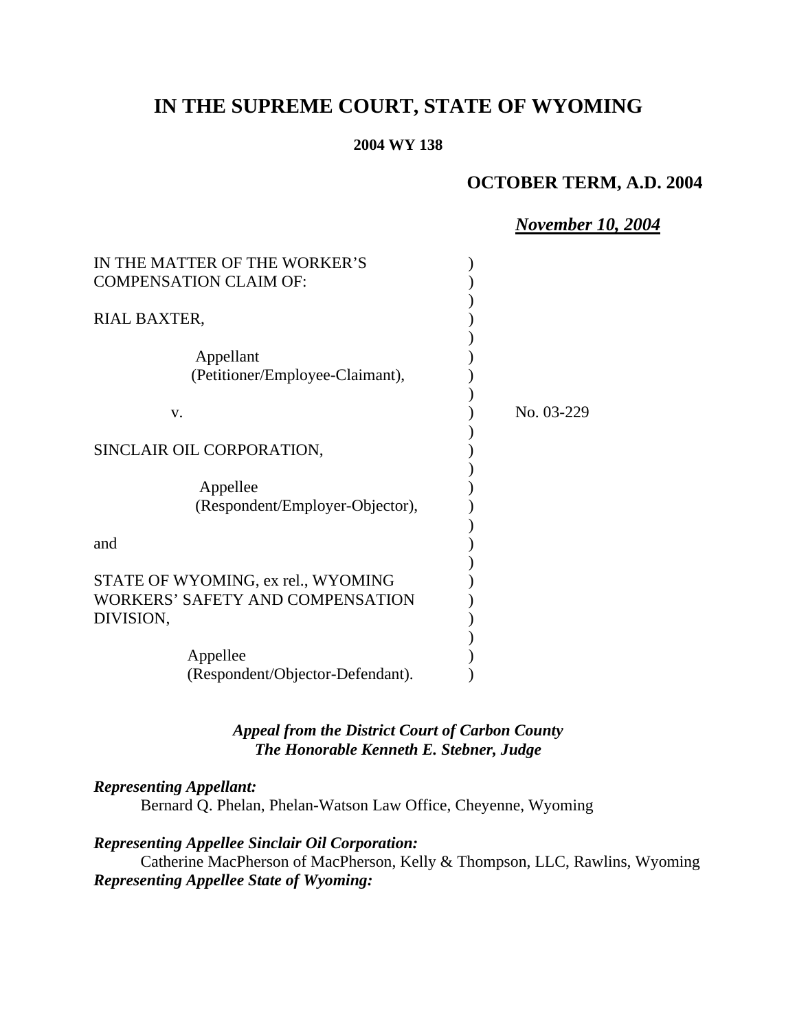# IN THE SUPREME COURT, STATE OF WYOMING

**2004 WY 138**

**OCTOBER TERM, A.D. 2004**

***November 10, 2004***

IN THE MATTER OF THE WORKER'S COMPENSATION CLAIM OF:

RIAL BAXTER,

Appellant (Petitioner/Employee-Claimant),

v.

SINCLAIR OIL CORPORATION,

Appellee (Respondent/Employer-Objector),

and

STATE OF WYOMING, ex rel., WYOMING WORKERS' SAFETY AND COMPENSATION DIVISION,

Appellee (Respondent/Objector-Defendant).

No. 03-229

***Appeal from the District Court of Carbon County***
***The Honorable Kenneth E. Stebner, Judge***

***Representing Appellant:***

Bernard Q. Phelan, Phelan-Watson Law Office, Cheyenne, Wyoming

***Representing Appellee Sinclair Oil Corporation:***

Catherine MacPherson of MacPherson, Kelly & Thompson, LLC, Rawlins, Wyoming

***Representing Appellee State of Wyoming:***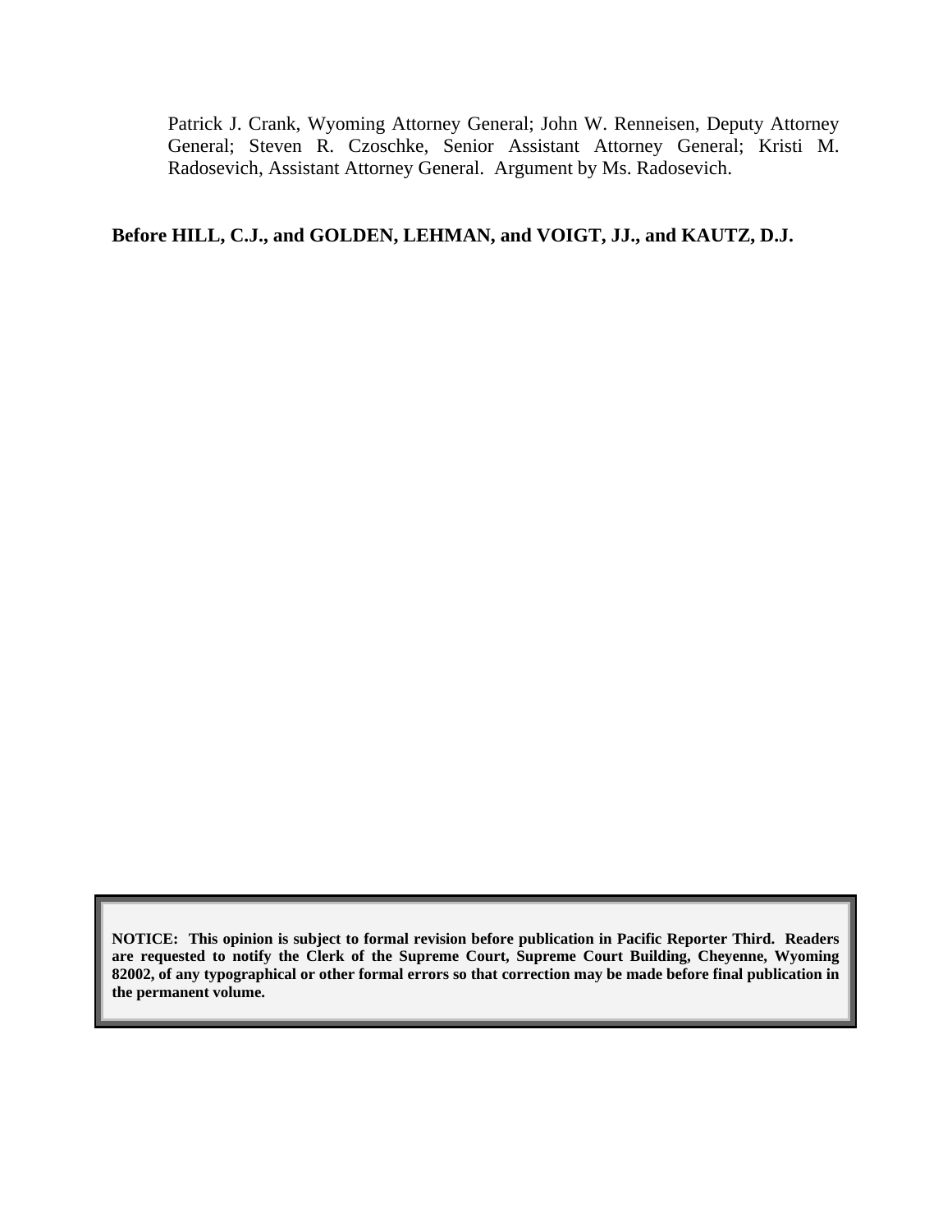Patrick J. Crank, Wyoming Attorney General; John W. Renneisen, Deputy Attorney General; Steven R. Czoschke, Senior Assistant Attorney General; Kristi M. Radosevich, Assistant Attorney General. Argument by Ms. Radosevich.

**Before HILL, C.J., and GOLDEN, LEHMAN, and VOIGT, JJ., and KAUTZ, D.J.**

**NOTICE: This opinion is subject to formal revision before publication in Pacific Reporter Third. Readers are requested to notify the Clerk of the Supreme Court, Supreme Court Building, Cheyenne, Wyoming 82002, of any typographical or other formal errors so that correction may be made before final publication in the permanent volume.**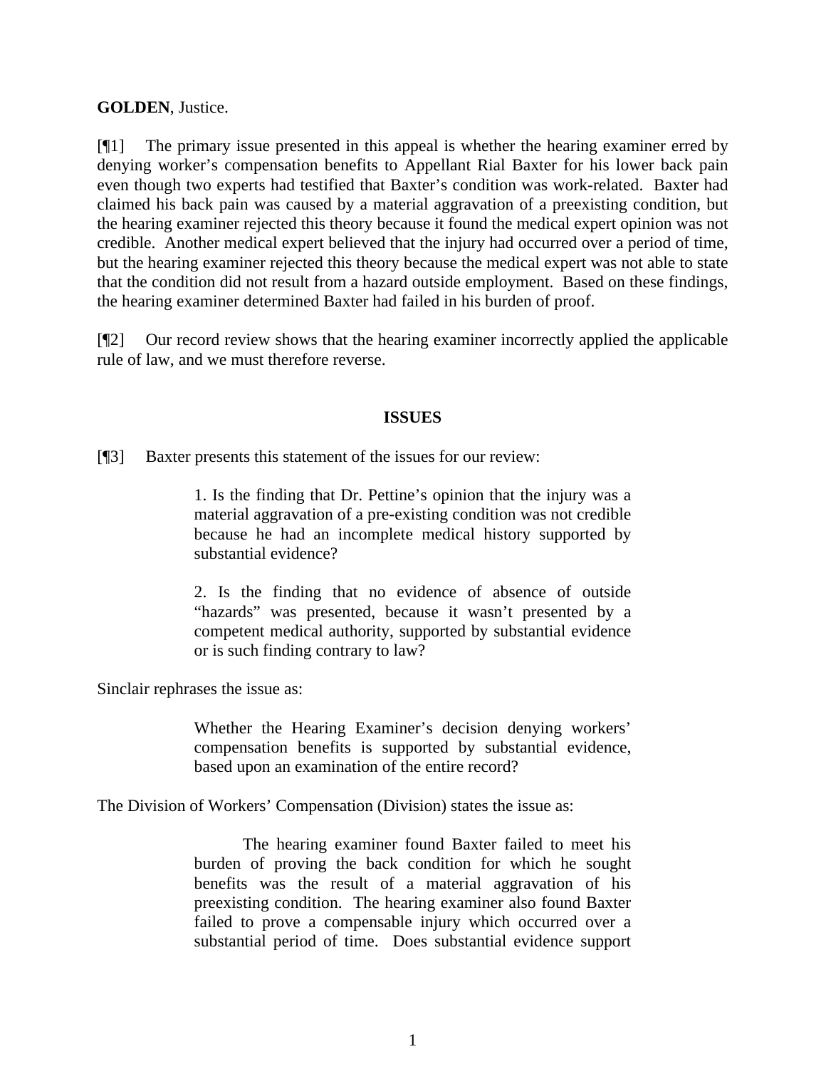**GOLDEN**, Justice.

[¶1] The primary issue presented in this appeal is whether the hearing examiner erred by denying worker's compensation benefits to Appellant Rial Baxter for his lower back pain even though two experts had testified that Baxter's condition was work-related. Baxter had claimed his back pain was caused by a material aggravation of a preexisting condition, but the hearing examiner rejected this theory because it found the medical expert opinion was not credible. Another medical expert believed that the injury had occurred over a period of time, but the hearing examiner rejected this theory because the medical expert was not able to state that the condition did not result from a hazard outside employment. Based on these findings, the hearing examiner determined Baxter had failed in his burden of proof.

[¶2] Our record review shows that the hearing examiner incorrectly applied the applicable rule of law, and we must therefore reverse.

## ISSUES

[¶3] Baxter presents this statement of the issues for our review:

> 1. Is the finding that Dr. Pettine's opinion that the injury was a material aggravation of a pre-existing condition was not credible because he had an incomplete medical history supported by substantial evidence?
>
> 2. Is the finding that no evidence of absence of outside "hazards" was presented, because it wasn't presented by a competent medical authority, supported by substantial evidence or is such finding contrary to law?

Sinclair rephrases the issue as:

> Whether the Hearing Examiner's decision denying workers' compensation benefits is supported by substantial evidence, based upon an examination of the entire record?

The Division of Workers' Compensation (Division) states the issue as:

> The hearing examiner found Baxter failed to meet his burden of proving the back condition for which he sought benefits was the result of a material aggravation of his preexisting condition. The hearing examiner also found Baxter failed to prove a compensable injury which occurred over a substantial period of time. Does substantial evidence support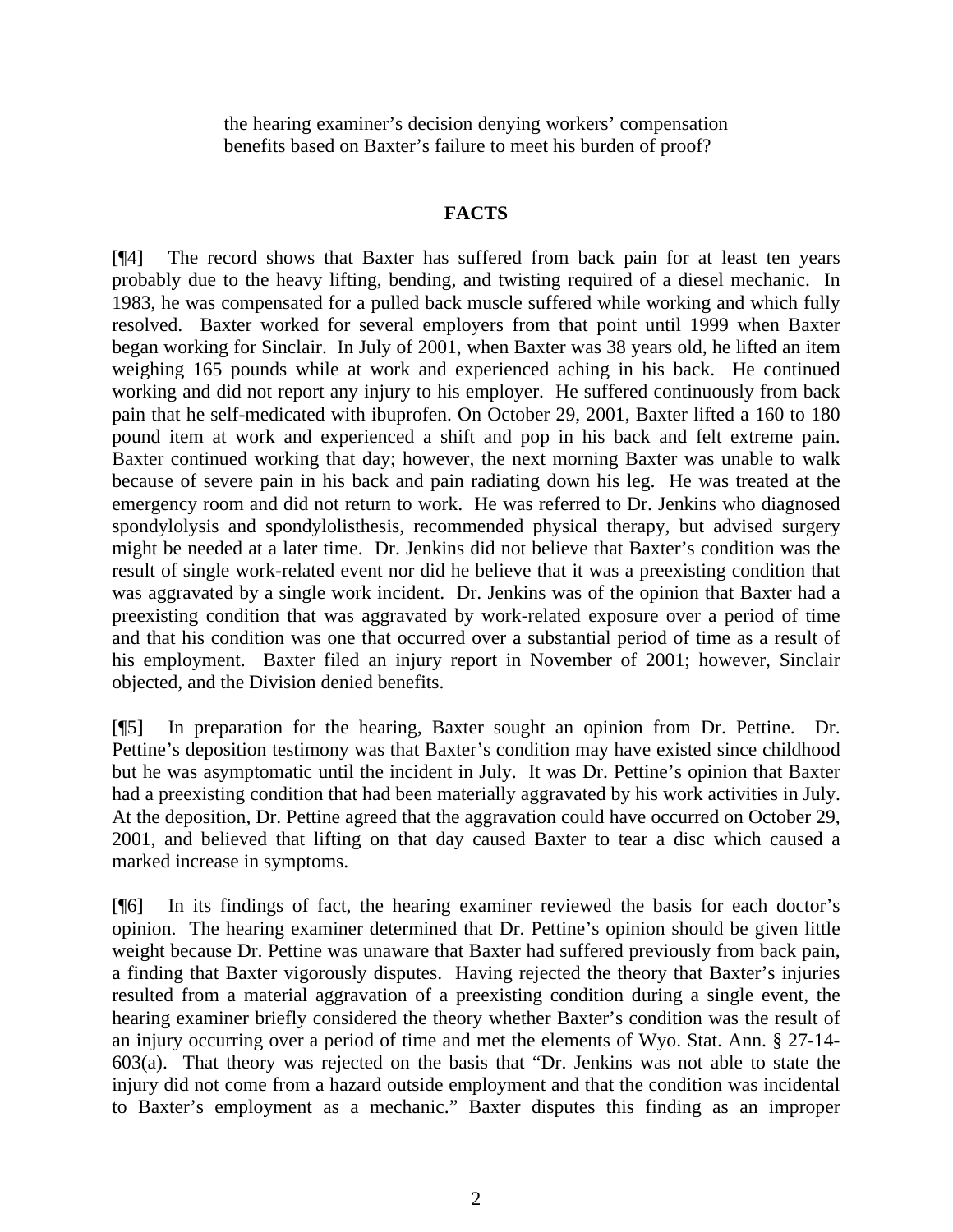the hearing examiner's decision denying workers' compensation benefits based on Baxter's failure to meet his burden of proof?

## FACTS

[¶4] The record shows that Baxter has suffered from back pain for at least ten years probably due to the heavy lifting, bending, and twisting required of a diesel mechanic. In 1983, he was compensated for a pulled back muscle suffered while working and which fully resolved. Baxter worked for several employers from that point until 1999 when Baxter began working for Sinclair. In July of 2001, when Baxter was 38 years old, he lifted an item weighing 165 pounds while at work and experienced aching in his back. He continued working and did not report any injury to his employer. He suffered continuously from back pain that he self-medicated with ibuprofen. On October 29, 2001, Baxter lifted a 160 to 180 pound item at work and experienced a shift and pop in his back and felt extreme pain. Baxter continued working that day; however, the next morning Baxter was unable to walk because of severe pain in his back and pain radiating down his leg. He was treated at the emergency room and did not return to work. He was referred to Dr. Jenkins who diagnosed spondylolysis and spondylolisthesis, recommended physical therapy, but advised surgery might be needed at a later time. Dr. Jenkins did not believe that Baxter's condition was the result of single work-related event nor did he believe that it was a preexisting condition that was aggravated by a single work incident. Dr. Jenkins was of the opinion that Baxter had a preexisting condition that was aggravated by work-related exposure over a period of time and that his condition was one that occurred over a substantial period of time as a result of his employment. Baxter filed an injury report in November of 2001; however, Sinclair objected, and the Division denied benefits.

[¶5] In preparation for the hearing, Baxter sought an opinion from Dr. Pettine. Dr. Pettine's deposition testimony was that Baxter's condition may have existed since childhood but he was asymptomatic until the incident in July. It was Dr. Pettine's opinion that Baxter had a preexisting condition that had been materially aggravated by his work activities in July. At the deposition, Dr. Pettine agreed that the aggravation could have occurred on October 29, 2001, and believed that lifting on that day caused Baxter to tear a disc which caused a marked increase in symptoms.

[¶6] In its findings of fact, the hearing examiner reviewed the basis for each doctor's opinion. The hearing examiner determined that Dr. Pettine's opinion should be given little weight because Dr. Pettine was unaware that Baxter had suffered previously from back pain, a finding that Baxter vigorously disputes. Having rejected the theory that Baxter's injuries resulted from a material aggravation of a preexisting condition during a single event, the hearing examiner briefly considered the theory whether Baxter's condition was the result of an injury occurring over a period of time and met the elements of Wyo. Stat. Ann. § 27-14-603(a). That theory was rejected on the basis that "Dr. Jenkins was not able to state the injury did not come from a hazard outside employment and that the condition was incidental to Baxter's employment as a mechanic." Baxter disputes this finding as an improper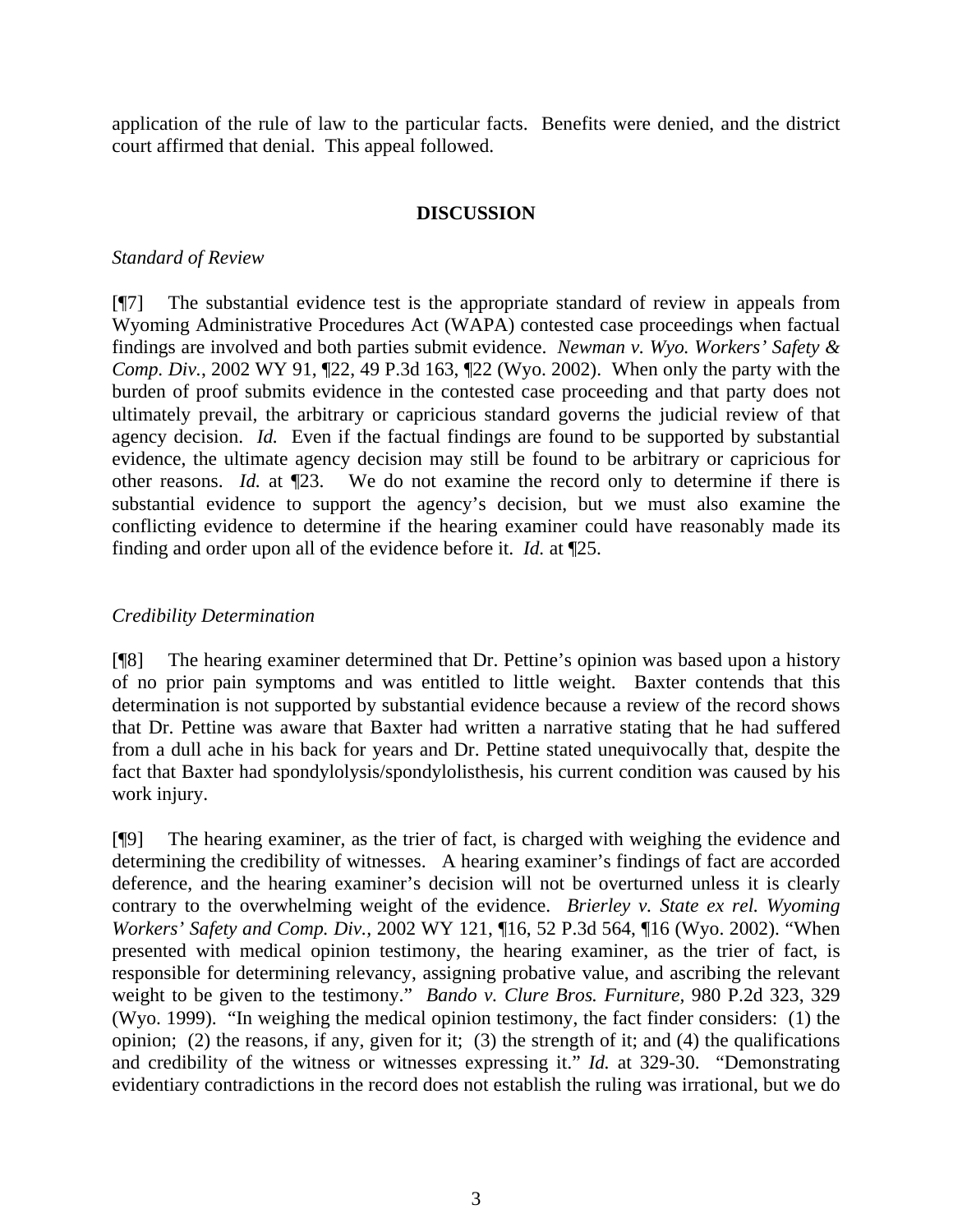application of the rule of law to the particular facts. Benefits were denied, and the district court affirmed that denial. This appeal followed.

## DISCUSSION

*Standard of Review*

[¶7] The substantial evidence test is the appropriate standard of review in appeals from Wyoming Administrative Procedures Act (WAPA) contested case proceedings when factual findings are involved and both parties submit evidence. *Newman v. Wyo. Workers' Safety & Comp. Div.*, 2002 WY 91, ¶22, 49 P.3d 163, ¶22 (Wyo. 2002). When only the party with the burden of proof submits evidence in the contested case proceeding and that party does not ultimately prevail, the arbitrary or capricious standard governs the judicial review of that agency decision. *Id.* Even if the factual findings are found to be supported by substantial evidence, the ultimate agency decision may still be found to be arbitrary or capricious for other reasons. *Id.* at ¶23. We do not examine the record only to determine if there is substantial evidence to support the agency's decision, but we must also examine the conflicting evidence to determine if the hearing examiner could have reasonably made its finding and order upon all of the evidence before it. *Id.* at ¶25.

*Credibility Determination*

[¶8] The hearing examiner determined that Dr. Pettine's opinion was based upon a history of no prior pain symptoms and was entitled to little weight. Baxter contends that this determination is not supported by substantial evidence because a review of the record shows that Dr. Pettine was aware that Baxter had written a narrative stating that he had suffered from a dull ache in his back for years and Dr. Pettine stated unequivocally that, despite the fact that Baxter had spondylolysis/spondylolisthesis, his current condition was caused by his work injury.

[¶9] The hearing examiner, as the trier of fact, is charged with weighing the evidence and determining the credibility of witnesses. A hearing examiner's findings of fact are accorded deference, and the hearing examiner's decision will not be overturned unless it is clearly contrary to the overwhelming weight of the evidence. *Brierley v. State ex rel. Wyoming Workers' Safety and Comp. Div.*, 2002 WY 121, ¶16, 52 P.3d 564, ¶16 (Wyo. 2002). "When presented with medical opinion testimony, the hearing examiner, as the trier of fact, is responsible for determining relevancy, assigning probative value, and ascribing the relevant weight to be given to the testimony." *Bando v. Clure Bros. Furniture*, 980 P.2d 323, 329 (Wyo. 1999). "In weighing the medical opinion testimony, the fact finder considers: (1) the opinion; (2) the reasons, if any, given for it; (3) the strength of it; and (4) the qualifications and credibility of the witness or witnesses expressing it." *Id.* at 329-30. "Demonstrating evidentiary contradictions in the record does not establish the ruling was irrational, but we do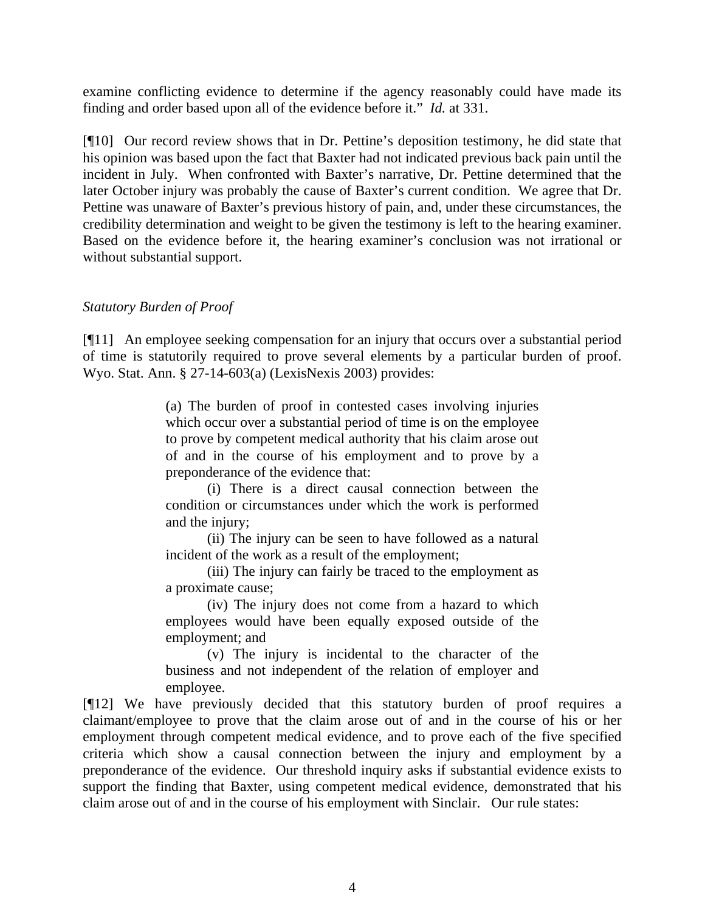examine conflicting evidence to determine if the agency reasonably could have made its finding and order based upon all of the evidence before it." *Id.* at 331.

[¶10] Our record review shows that in Dr. Pettine's deposition testimony, he did state that his opinion was based upon the fact that Baxter had not indicated previous back pain until the incident in July. When confronted with Baxter's narrative, Dr. Pettine determined that the later October injury was probably the cause of Baxter's current condition. We agree that Dr. Pettine was unaware of Baxter's previous history of pain, and, under these circumstances, the credibility determination and weight to be given the testimony is left to the hearing examiner. Based on the evidence before it, the hearing examiner's conclusion was not irrational or without substantial support.

*Statutory Burden of Proof*

[¶11] An employee seeking compensation for an injury that occurs over a substantial period of time is statutorily required to prove several elements by a particular burden of proof. Wyo. Stat. Ann. § 27-14-603(a) (LexisNexis 2003) provides:

> (a) The burden of proof in contested cases involving injuries which occur over a substantial period of time is on the employee to prove by competent medical authority that his claim arose out of and in the course of his employment and to prove by a preponderance of the evidence that:
>
> (i) There is a direct causal connection between the condition or circumstances under which the work is performed and the injury;
>
> (ii) The injury can be seen to have followed as a natural incident of the work as a result of the employment;
>
> (iii) The injury can fairly be traced to the employment as a proximate cause;
>
> (iv) The injury does not come from a hazard to which employees would have been equally exposed outside of the employment; and
>
> (v) The injury is incidental to the character of the business and not independent of the relation of employer and employee.

[¶12] We have previously decided that this statutory burden of proof requires a claimant/employee to prove that the claim arose out of and in the course of his or her employment through competent medical evidence, and to prove each of the five specified criteria which show a causal connection between the injury and employment by a preponderance of the evidence. Our threshold inquiry asks if substantial evidence exists to support the finding that Baxter, using competent medical evidence, demonstrated that his claim arose out of and in the course of his employment with Sinclair. Our rule states: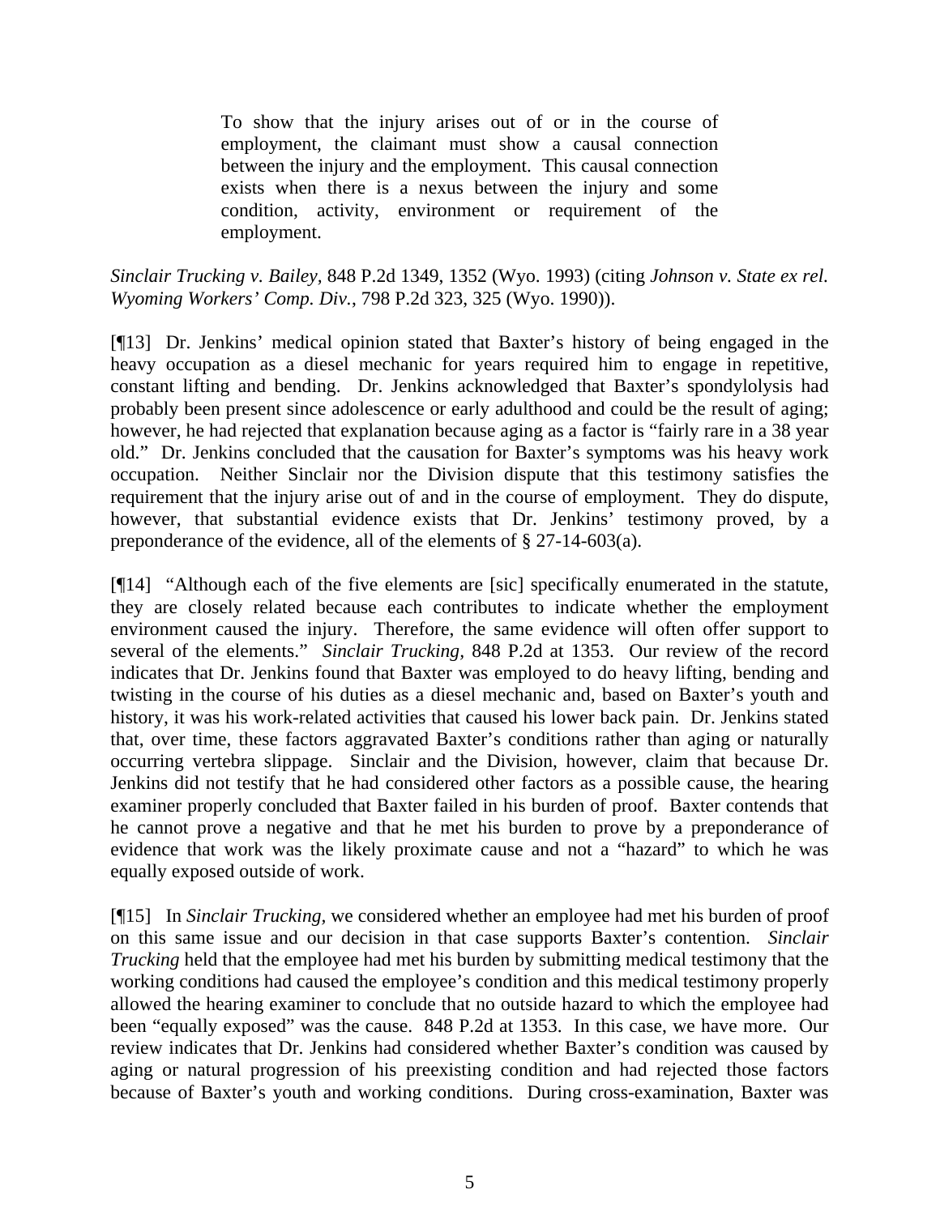> To show that the injury arises out of or in the course of employment, the claimant must show a causal connection between the injury and the employment. This causal connection exists when there is a nexus between the injury and some condition, activity, environment or requirement of the employment.

*Sinclair Trucking v. Bailey*, 848 P.2d 1349, 1352 (Wyo. 1993) (citing *Johnson v. State ex rel. Wyoming Workers' Comp. Div.*, 798 P.2d 323, 325 (Wyo. 1990)).

[¶13] Dr. Jenkins' medical opinion stated that Baxter's history of being engaged in the heavy occupation as a diesel mechanic for years required him to engage in repetitive, constant lifting and bending. Dr. Jenkins acknowledged that Baxter's spondylolysis had probably been present since adolescence or early adulthood and could be the result of aging; however, he had rejected that explanation because aging as a factor is "fairly rare in a 38 year old." Dr. Jenkins concluded that the causation for Baxter's symptoms was his heavy work occupation. Neither Sinclair nor the Division dispute that this testimony satisfies the requirement that the injury arise out of and in the course of employment. They do dispute, however, that substantial evidence exists that Dr. Jenkins' testimony proved, by a preponderance of the evidence, all of the elements of § 27-14-603(a).

[¶14] "Although each of the five elements are [sic] specifically enumerated in the statute, they are closely related because each contributes to indicate whether the employment environment caused the injury. Therefore, the same evidence will often offer support to several of the elements." *Sinclair Trucking*, 848 P.2d at 1353. Our review of the record indicates that Dr. Jenkins found that Baxter was employed to do heavy lifting, bending and twisting in the course of his duties as a diesel mechanic and, based on Baxter's youth and history, it was his work-related activities that caused his lower back pain. Dr. Jenkins stated that, over time, these factors aggravated Baxter's conditions rather than aging or naturally occurring vertebra slippage. Sinclair and the Division, however, claim that because Dr. Jenkins did not testify that he had considered other factors as a possible cause, the hearing examiner properly concluded that Baxter failed in his burden of proof. Baxter contends that he cannot prove a negative and that he met his burden to prove by a preponderance of evidence that work was the likely proximate cause and not a "hazard" to which he was equally exposed outside of work.

[¶15] In *Sinclair Trucking*, we considered whether an employee had met his burden of proof on this same issue and our decision in that case supports Baxter's contention. *Sinclair Trucking* held that the employee had met his burden by submitting medical testimony that the working conditions had caused the employee's condition and this medical testimony properly allowed the hearing examiner to conclude that no outside hazard to which the employee had been "equally exposed" was the cause. 848 P.2d at 1353. In this case, we have more. Our review indicates that Dr. Jenkins had considered whether Baxter's condition was caused by aging or natural progression of his preexisting condition and had rejected those factors because of Baxter's youth and working conditions. During cross-examination, Baxter was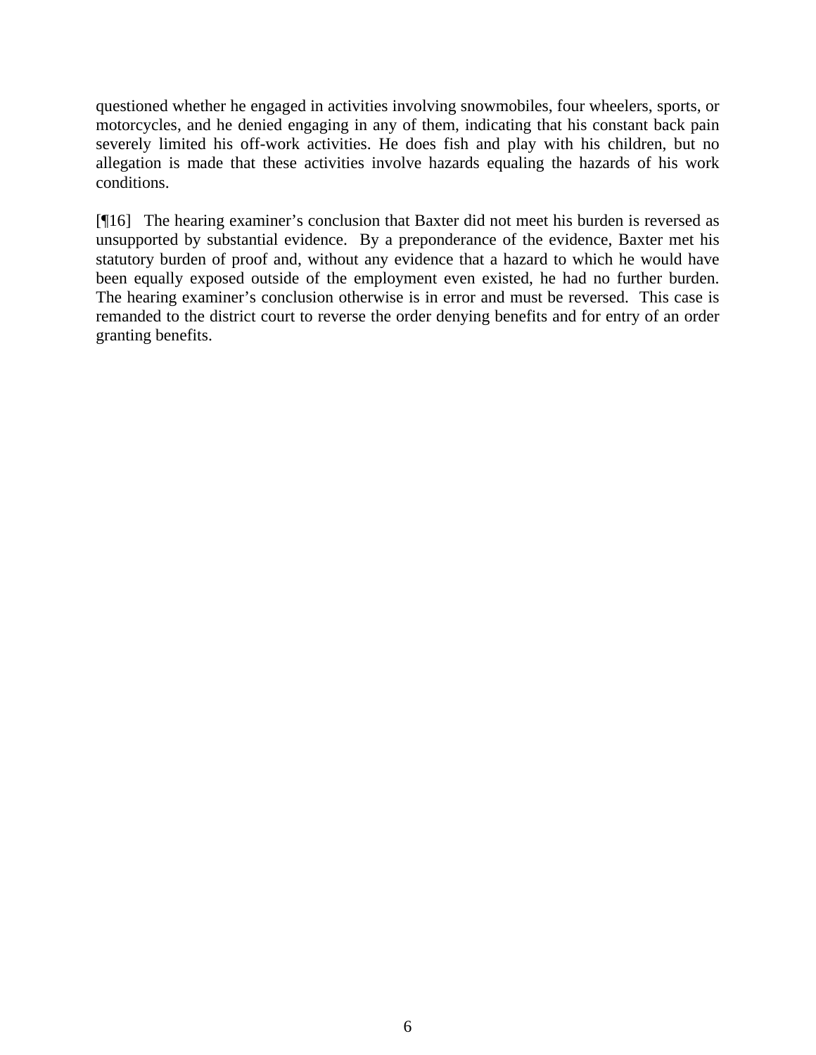questioned whether he engaged in activities involving snowmobiles, four wheelers, sports, or motorcycles, and he denied engaging in any of them, indicating that his constant back pain severely limited his off-work activities. He does fish and play with his children, but no allegation is made that these activities involve hazards equaling the hazards of his work conditions.

[¶16] The hearing examiner's conclusion that Baxter did not meet his burden is reversed as unsupported by substantial evidence. By a preponderance of the evidence, Baxter met his statutory burden of proof and, without any evidence that a hazard to which he would have been equally exposed outside of the employment even existed, he had no further burden. The hearing examiner's conclusion otherwise is in error and must be reversed. This case is remanded to the district court to reverse the order denying benefits and for entry of an order granting benefits.